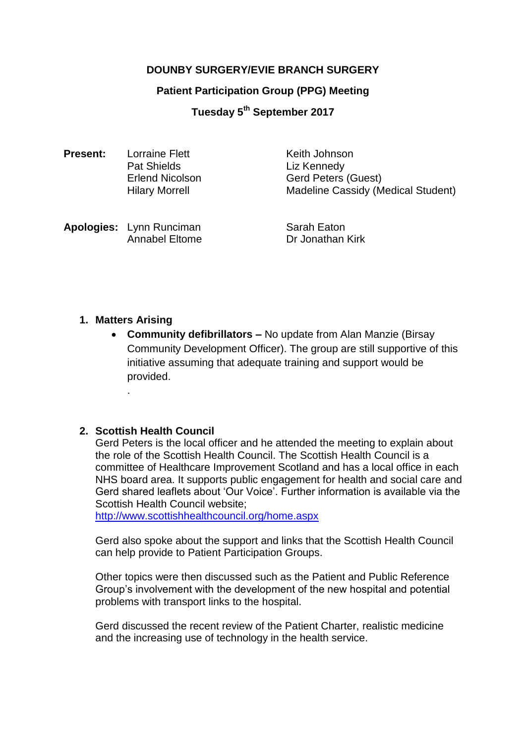**DOUNBY SURGERY/EVIE BRANCH SURGERY**

**Patient Participation Group (PPG) Meeting**

**Tuesday 5th September 2017**

**Present:**

| Lorraine Flett | Keith Johnson |
|---|---|
| Pat Shields | Liz Kennedy |
| Erlend Nicolson | Gerd Peters (Guest) |
| Hilary Morrell | Madeline Cassidy (Medical Student) |

**Apologies:**

| Lynn Runciman | Sarah Eaton |
|---|---|
| Annabel Eltome | Dr Jonathan Kirk |

1. **Matters Arising**
   - **Community defibrillators –** No update from Alan Manzie (Birsay Community Development Officer). The group are still supportive of this initiative assuming that adequate training and support would be provided.

     .

2. **Scottish Health Council**

   Gerd Peters is the local officer and he attended the meeting to explain about the role of the Scottish Health Council. The Scottish Health Council is a committee of Healthcare Improvement Scotland and has a local office in each NHS board area. It supports public engagement for health and social care and Gerd shared leaflets about 'Our Voice'. Further information is available via the Scottish Health Council website;
   http://www.scottishhealthcouncil.org/home.aspx

   Gerd also spoke about the support and links that the Scottish Health Council can help provide to Patient Participation Groups.

   Other topics were then discussed such as the Patient and Public Reference Group's involvement with the development of the new hospital and potential problems with transport links to the hospital.

   Gerd discussed the recent review of the Patient Charter, realistic medicine and the increasing use of technology in the health service.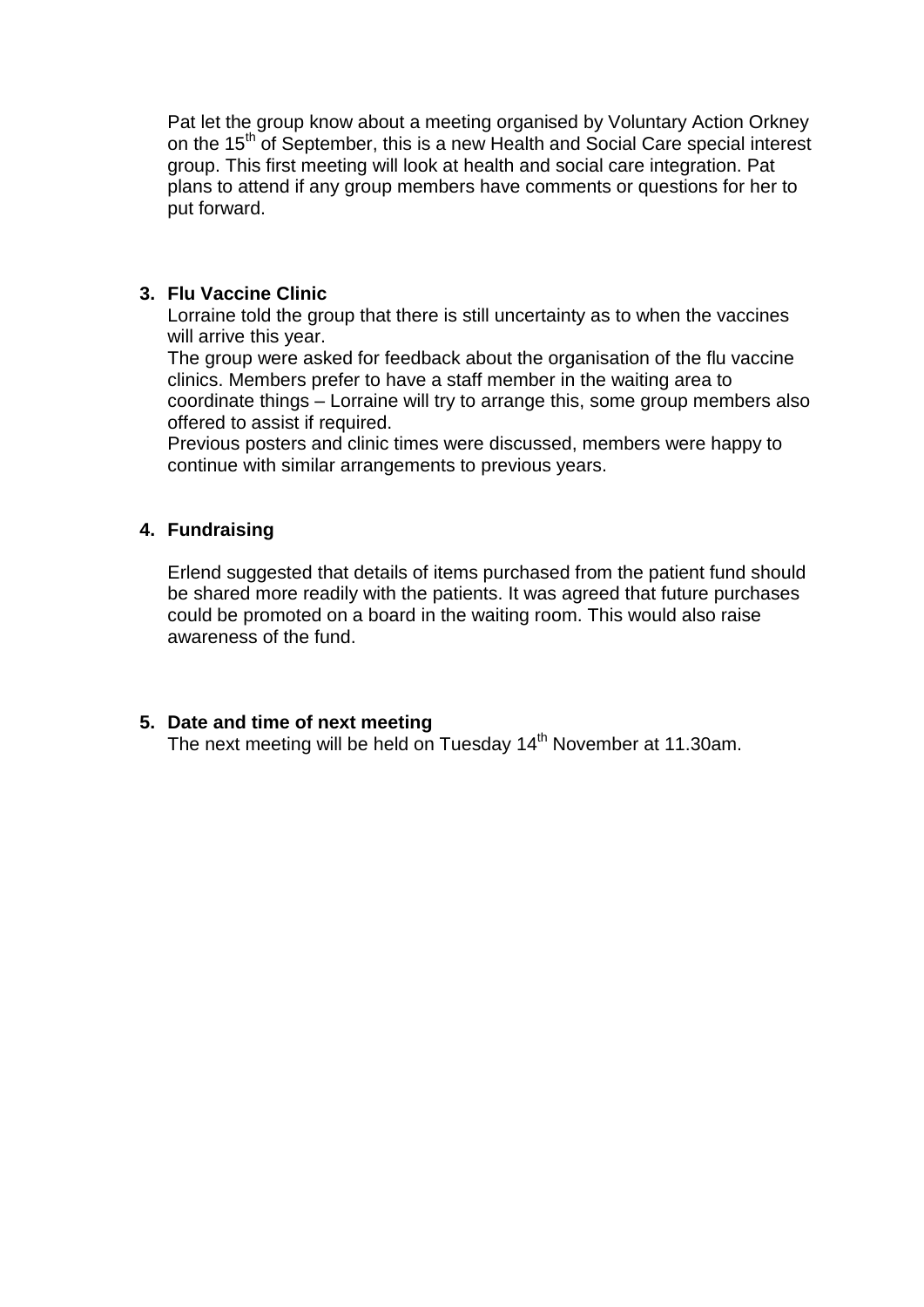Pat let the group know about a meeting organised by Voluntary Action Orkney on the 15th of September, this is a new Health and Social Care special interest group. This first meeting will look at health and social care integration. Pat plans to attend if any group members have comments or questions for her to put forward.

3. **Flu Vaccine Clinic**

   Lorraine told the group that there is still uncertainty as to when the vaccines will arrive this year.

   The group were asked for feedback about the organisation of the flu vaccine clinics. Members prefer to have a staff member in the waiting area to coordinate things – Lorraine will try to arrange this, some group members also offered to assist if required.

   Previous posters and clinic times were discussed, members were happy to continue with similar arrangements to previous years.

4. **Fundraising**

   Erlend suggested that details of items purchased from the patient fund should be shared more readily with the patients. It was agreed that future purchases could be promoted on a board in the waiting room. This would also raise awareness of the fund.

5. **Date and time of next meeting**

   The next meeting will be held on Tuesday 14th November at 11.30am.